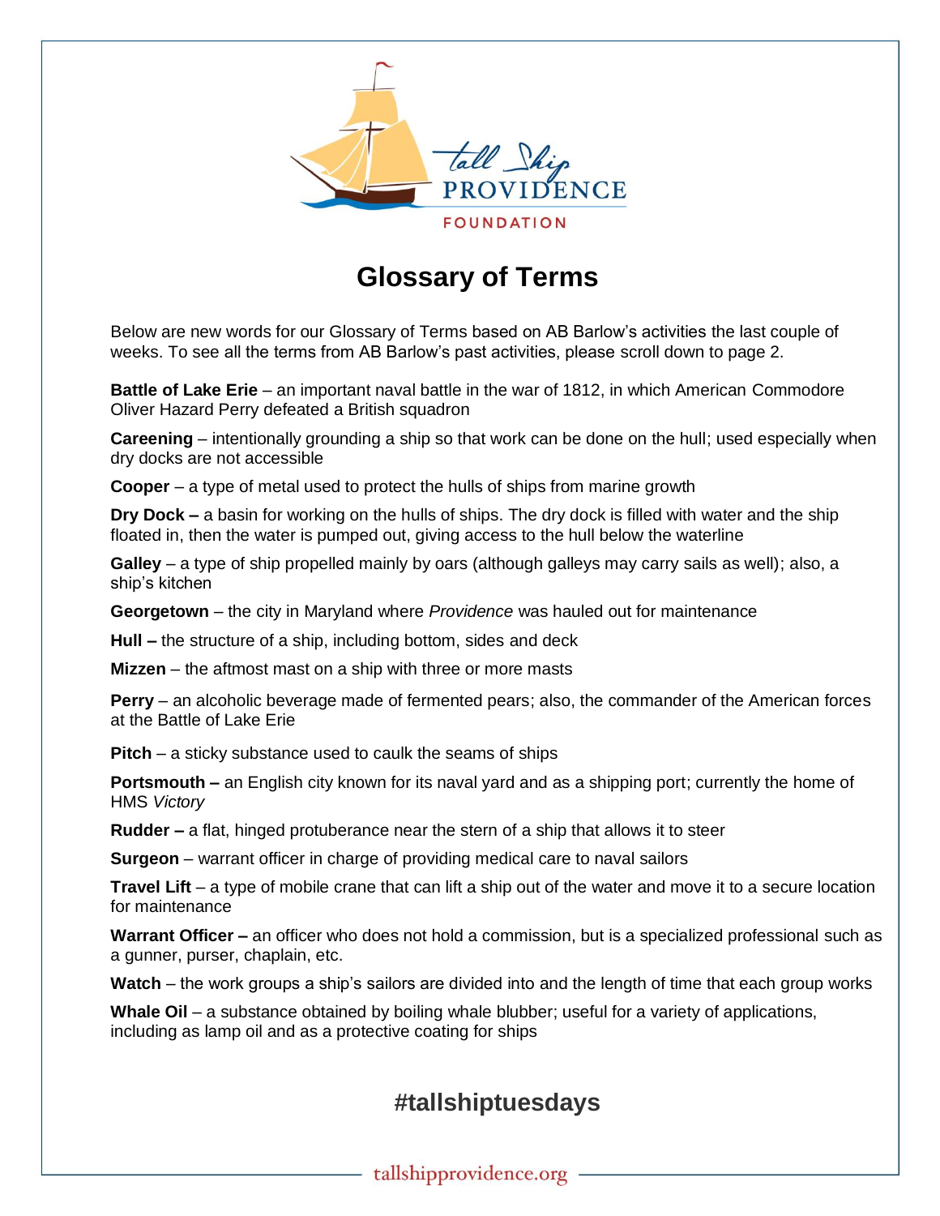# Glossary of Terms

Below are new words for our Glossary of Terms based on AB Barlow's activities the last couple of weeks. To see all the terms from AB Barlow's past activities, please scroll down to page 2.

**Battle of Lake Erie** – an important naval battle in the war of 1812, in which American Commodore Oliver Hazard Perry defeated a British squadron

**Careening** – intentionally grounding a ship so that work can be done on the hull; used especially when dry docks are not accessible

**Cooper** – a type of metal used to protect the hulls of ships from marine growth

**Dry Dock –** a basin for working on the hulls of ships. The dry dock is filled with water and the ship floated in, then the water is pumped out, giving access to the hull below the waterline

**Galley** – a type of ship propelled mainly by oars (although galleys may carry sails as well); also, a ship's kitchen

**Georgetown** – the city in Maryland where *Providence* was hauled out for maintenance

**Hull –** the structure of a ship, including bottom, sides and deck

**Mizzen** – the aftmost mast on a ship with three or more masts

**Perry** – an alcoholic beverage made of fermented pears; also, the commander of the American forces at the Battle of Lake Erie

**Pitch** – a sticky substance used to caulk the seams of ships

**Portsmouth –** an English city known for its naval yard and as a shipping port; currently the home of HMS *Victory*

**Rudder –** a flat, hinged protuberance near the stern of a ship that allows it to steer

**Surgeon** – warrant officer in charge of providing medical care to naval sailors

**Travel Lift** – a type of mobile crane that can lift a ship out of the water and move it to a secure location for maintenance

**Warrant Officer –** an officer who does not hold a commission, but is a specialized professional such as a gunner, purser, chaplain, etc.

**Watch** – the work groups a ship's sailors are divided into and the length of time that each group works

**Whale Oil** – a substance obtained by boiling whale blubber; useful for a variety of applications, including as lamp oil and as a protective coating for ships

## #tallshiptuesdays

tallshipprovidence.org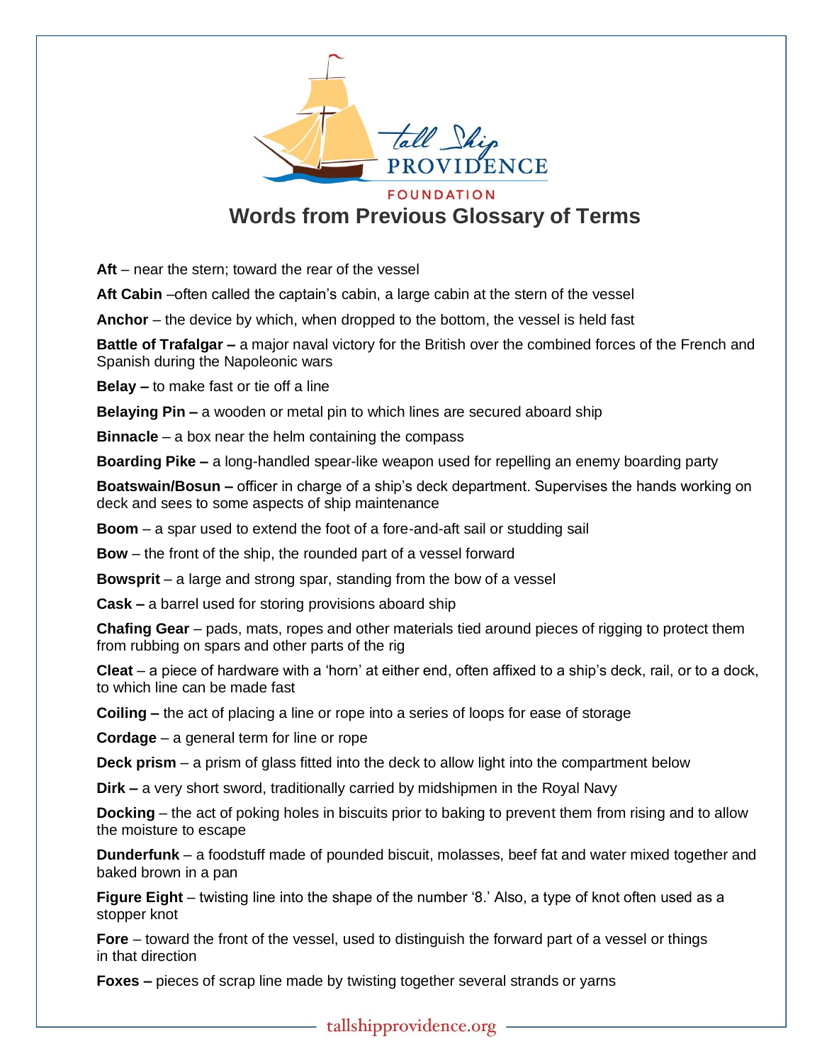# Words from Previous Glossary of Terms

**Aft** – near the stern; toward the rear of the vessel

**Aft Cabin** –often called the captain's cabin, a large cabin at the stern of the vessel

**Anchor** – the device by which, when dropped to the bottom, the vessel is held fast

**Battle of Trafalgar –** a major naval victory for the British over the combined forces of the French and Spanish during the Napoleonic wars

**Belay –** to make fast or tie off a line

**Belaying Pin –** a wooden or metal pin to which lines are secured aboard ship

**Binnacle** – a box near the helm containing the compass

**Boarding Pike –** a long-handled spear-like weapon used for repelling an enemy boarding party

**Boatswain/Bosun –** officer in charge of a ship's deck department. Supervises the hands working on deck and sees to some aspects of ship maintenance

**Boom** – a spar used to extend the foot of a fore-and-aft sail or studding sail

**Bow** – the front of the ship, the rounded part of a vessel forward

**Bowsprit** – a large and strong spar, standing from the bow of a vessel

**Cask –** a barrel used for storing provisions aboard ship

**Chafing Gear** – pads, mats, ropes and other materials tied around pieces of rigging to protect them from rubbing on spars and other parts of the rig

**Cleat** – a piece of hardware with a 'horn' at either end, often affixed to a ship's deck, rail, or to a dock, to which line can be made fast

**Coiling –** the act of placing a line or rope into a series of loops for ease of storage

**Cordage** – a general term for line or rope

**Deck prism** – a prism of glass fitted into the deck to allow light into the compartment below

**Dirk –** a very short sword, traditionally carried by midshipmen in the Royal Navy

**Docking** – the act of poking holes in biscuits prior to baking to prevent them from rising and to allow the moisture to escape

**Dunderfunk** – a foodstuff made of pounded biscuit, molasses, beef fat and water mixed together and baked brown in a pan

**Figure Eight** – twisting line into the shape of the number '8.' Also, a type of knot often used as a stopper knot

**Fore** – toward the front of the vessel, used to distinguish the forward part of a vessel or things in that direction

**Foxes –** pieces of scrap line made by twisting together several strands or yarns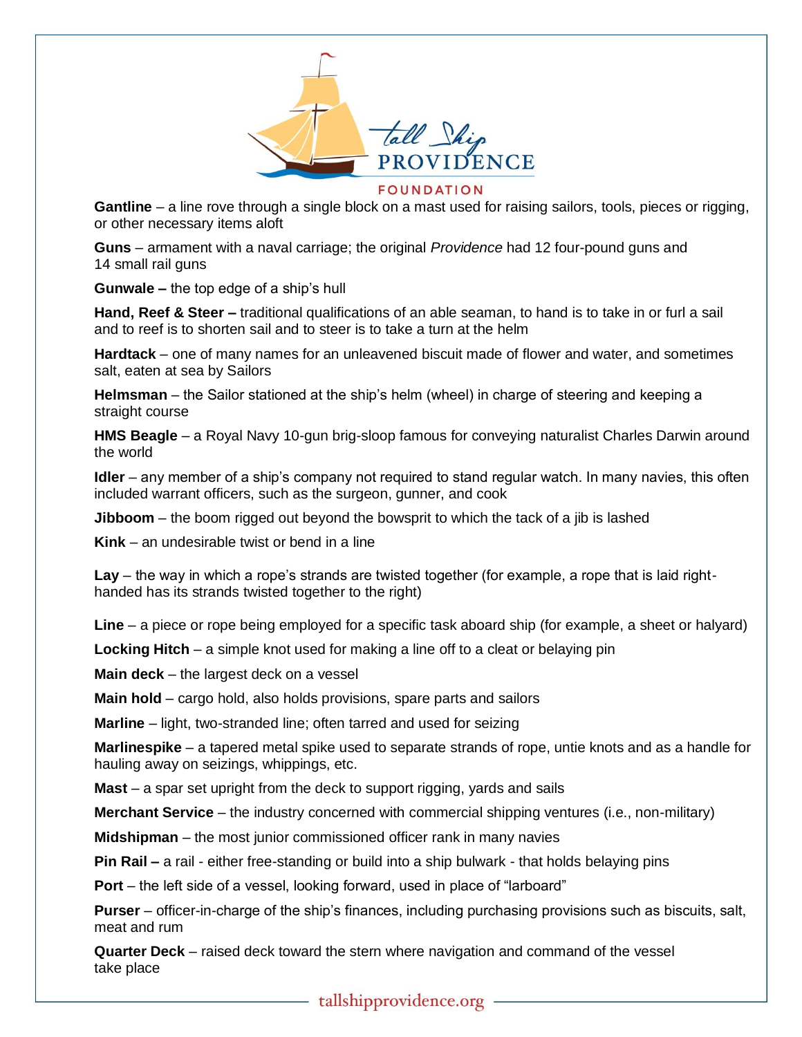**Gantline** – a line rove through a single block on a mast used for raising sailors, tools, pieces or rigging, or other necessary items aloft

**Guns** – armament with a naval carriage; the original *Providence* had 12 four-pound guns and 14 small rail guns

**Gunwale –** the top edge of a ship's hull

**Hand, Reef & Steer –** traditional qualifications of an able seaman, to hand is to take in or furl a sail and to reef is to shorten sail and to steer is to take a turn at the helm

**Hardtack** – one of many names for an unleavened biscuit made of flower and water, and sometimes salt, eaten at sea by Sailors

**Helmsman** – the Sailor stationed at the ship's helm (wheel) in charge of steering and keeping a straight course

**HMS Beagle** – a Royal Navy 10-gun brig-sloop famous for conveying naturalist Charles Darwin around the world

**Idler** – any member of a ship's company not required to stand regular watch. In many navies, this often included warrant officers, such as the surgeon, gunner, and cook

**Jibboom** – the boom rigged out beyond the bowsprit to which the tack of a jib is lashed

**Kink** – an undesirable twist or bend in a line

**Lay** – the way in which a rope's strands are twisted together (for example, a rope that is laid right-handed has its strands twisted together to the right)

**Line** – a piece or rope being employed for a specific task aboard ship (for example, a sheet or halyard)

**Locking Hitch** – a simple knot used for making a line off to a cleat or belaying pin

**Main deck** – the largest deck on a vessel

**Main hold** – cargo hold, also holds provisions, spare parts and sailors

**Marline** – light, two-stranded line; often tarred and used for seizing

**Marlinespike** – a tapered metal spike used to separate strands of rope, untie knots and as a handle for hauling away on seizings, whippings, etc.

**Mast** – a spar set upright from the deck to support rigging, yards and sails

**Merchant Service** – the industry concerned with commercial shipping ventures (i.e., non-military)

**Midshipman** – the most junior commissioned officer rank in many navies

**Pin Rail –** a rail - either free-standing or build into a ship bulwark - that holds belaying pins

**Port** – the left side of a vessel, looking forward, used in place of "larboard"

**Purser** – officer-in-charge of the ship's finances, including purchasing provisions such as biscuits, salt, meat and rum

**Quarter Deck** – raised deck toward the stern where navigation and command of the vessel take place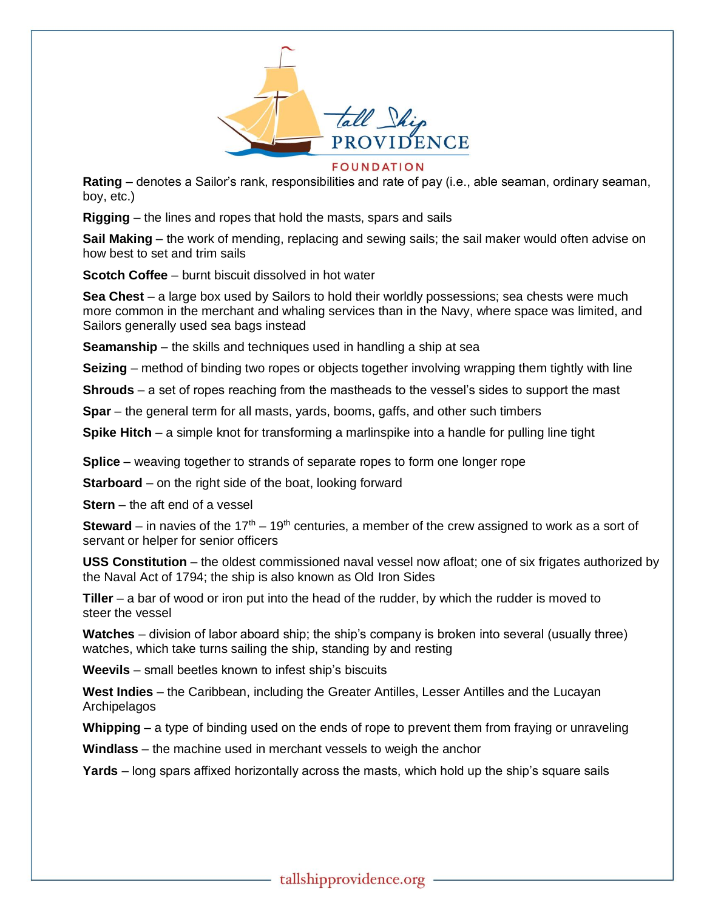**Rating** – denotes a Sailor's rank, responsibilities and rate of pay (i.e., able seaman, ordinary seaman, boy, etc.)

**Rigging** – the lines and ropes that hold the masts, spars and sails

**Sail Making** – the work of mending, replacing and sewing sails; the sail maker would often advise on how best to set and trim sails

**Scotch Coffee** – burnt biscuit dissolved in hot water

**Sea Chest** – a large box used by Sailors to hold their worldly possessions; sea chests were much more common in the merchant and whaling services than in the Navy, where space was limited, and Sailors generally used sea bags instead

**Seamanship** – the skills and techniques used in handling a ship at sea

**Seizing** – method of binding two ropes or objects together involving wrapping them tightly with line

**Shrouds** – a set of ropes reaching from the mastheads to the vessel's sides to support the mast

**Spar** – the general term for all masts, yards, booms, gaffs, and other such timbers

**Spike Hitch** – a simple knot for transforming a marlinspike into a handle for pulling line tight

**Splice** – weaving together to strands of separate ropes to form one longer rope

**Starboard** – on the right side of the boat, looking forward

**Stern** – the aft end of a vessel

**Steward** – in navies of the 17th – 19th centuries, a member of the crew assigned to work as a sort of servant or helper for senior officers

**USS Constitution** – the oldest commissioned naval vessel now afloat; one of six frigates authorized by the Naval Act of 1794; the ship is also known as Old Iron Sides

**Tiller** – a bar of wood or iron put into the head of the rudder, by which the rudder is moved to steer the vessel

**Watches** – division of labor aboard ship; the ship's company is broken into several (usually three) watches, which take turns sailing the ship, standing by and resting

**Weevils** – small beetles known to infest ship's biscuits

**West Indies** – the Caribbean, including the Greater Antilles, Lesser Antilles and the Lucayan Archipelagos

**Whipping** – a type of binding used on the ends of rope to prevent them from fraying or unraveling

**Windlass** – the machine used in merchant vessels to weigh the anchor

**Yards** – long spars affixed horizontally across the masts, which hold up the ship's square sails